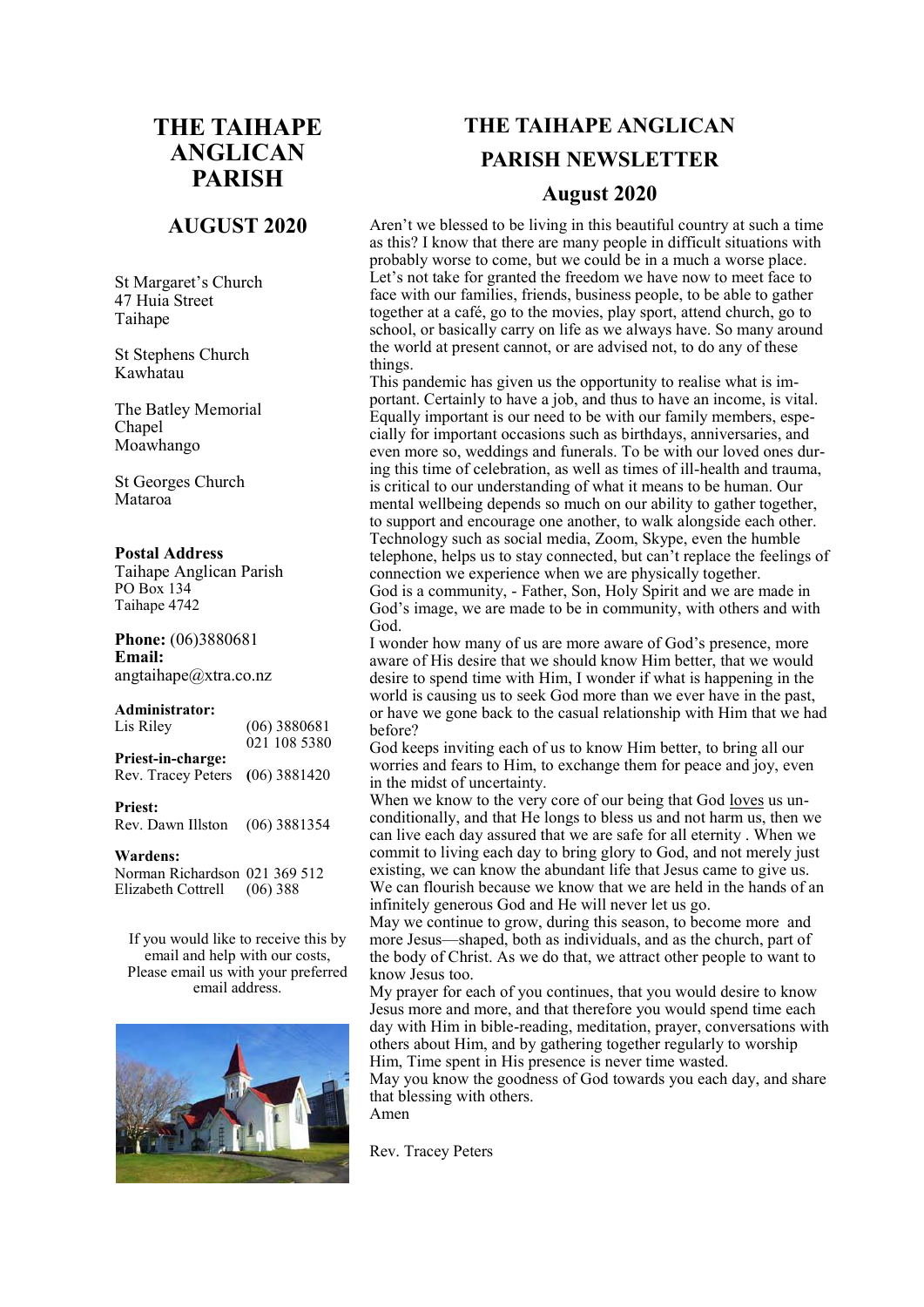# THE TAIHAPE ANGLICAN PARISH

## AUGUST 2020

St Margaret's Church
47 Huia Street
Taihape

St Stephens Church
Kawhatau

The Batley Memorial Chapel
Moawhango

St Georges Church
Mataroa

**Postal Address**
Taihape Anglican Parish
PO Box 134
Taihape 4742

**Phone:** (06)3880681
**Email:** angtaihape@xtra.co.nz

**Administrator:**
Lis Riley (06) 3880681
021 108 5380

**Priest-in-charge:**
Rev. Tracey Peters (06) 3881420

**Priest:**
Rev. Dawn Illston (06) 3881354

**Wardens:**
Norman Richardson 021 369 512
Elizabeth Cottrell (06) 388

If you would like to receive this by email and help with our costs, Please email us with your preferred email address.

# THE TAIHAPE ANGLICAN PARISH NEWSLETTER

## August 2020

Aren't we blessed to be living in this beautiful country at such a time as this? I know that there are many people in difficult situations with probably worse to come, but we could be in a much a worse place. Let's not take for granted the freedom we have now to meet face to face with our families, friends, business people, to be able to gather together at a café, go to the movies, play sport, attend church, go to school, or basically carry on life as we always have. So many around the world at present cannot, or are advised not, to do any of these things.

This pandemic has given us the opportunity to realise what is important. Certainly to have a job, and thus to have an income, is vital. Equally important is our need to be with our family members, especially for important occasions such as birthdays, anniversaries, and even more so, weddings and funerals. To be with our loved ones during this time of celebration, as well as times of ill-health and trauma, is critical to our understanding of what it means to be human. Our mental wellbeing depends so much on our ability to gather together, to support and encourage one another, to walk alongside each other. Technology such as social media, Zoom, Skype, even the humble telephone, helps us to stay connected, but can't replace the feelings of connection we experience when we are physically together.

God is a community, - Father, Son, Holy Spirit and we are made in God's image, we are made to be in community, with others and with God.

I wonder how many of us are more aware of God's presence, more aware of His desire that we should know Him better, that we would desire to spend time with Him, I wonder if what is happening in the world is causing us to seek God more than we ever have in the past, or have we gone back to the casual relationship with Him that we had before?

God keeps inviting each of us to know Him better, to bring all our worries and fears to Him, to exchange them for peace and joy, even in the midst of uncertainty.

When we know to the very core of our being that God loves us unconditionally, and that He longs to bless us and not harm us, then we can live each day assured that we are safe for all eternity . When we commit to living each day to bring glory to God, and not merely just existing, we can know the abundant life that Jesus came to give us. We can flourish because we know that we are held in the hands of an infinitely generous God and He will never let us go.

May we continue to grow, during this season, to become more and more Jesus—shaped, both as individuals, and as the church, part of the body of Christ. As we do that, we attract other people to want to know Jesus too.

My prayer for each of you continues, that you would desire to know Jesus more and more, and that therefore you would spend time each day with Him in bible-reading, meditation, prayer, conversations with others about Him, and by gathering together regularly to worship Him, Time spent in His presence is never time wasted.

May you know the goodness of God towards you each day, and share that blessing with others.

Amen

Rev. Tracey Peters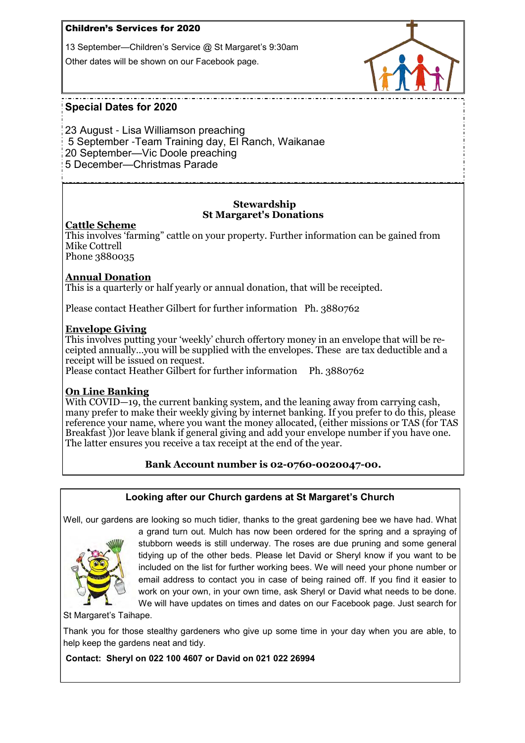## Children's Services for 2020

13 September—Children's Service @ St Margaret's 9:30am

Other dates will be shown on our Facebook page.

## Special Dates for 2020

23 August - Lisa Williamson preaching
5 September -Team Training day, El Ranch, Waikanae
20 September—Vic Doole preaching
5 December—Christmas Parade

## Stewardship
### St Margaret's Donations

**Cattle Scheme**

This involves 'farming" cattle on your property. Further information can be gained from Mike Cottrell
Phone 3880035

**Annual Donation**

This is a quarterly or half yearly or annual donation, that will be receipted.

Please contact Heather Gilbert for further information Ph. 3880762

**Envelope Giving**

This involves putting your 'weekly' church offertory money in an envelope that will be receipted annually…you will be supplied with the envelopes. These are tax deductible and a receipt will be issued on request.
Please contact Heather Gilbert for further information Ph. 3880762

**On Line Banking**

With COVID—19, the current banking system, and the leaning away from carrying cash, many prefer to make their weekly giving by internet banking. If you prefer to do this, please reference your name, where you want the money allocated, (either missions or TAS (for TAS Breakfast ))or leave blank if general giving and add your envelope number if you have one. The latter ensures you receive a tax receipt at the end of the year.

**Bank Account number is 02-0760-0020047-00.**

## Looking after our Church gardens at St Margaret's Church

Well, our gardens are looking so much tidier, thanks to the great gardening bee we have had. What a grand turn out. Mulch has now been ordered for the spring and a spraying of stubborn weeds is still underway. The roses are due pruning and some general tidying up of the other beds. Please let David or Sheryl know if you want to be included on the list for further working bees. We will need your phone number or email address to contact you in case of being rained off. If you find it easier to work on your own, in your own time, ask Sheryl or David what needs to be done. We will have updates on times and dates on our Facebook page. Just search for St Margaret's Taihape.

Thank you for those stealthy gardeners who give up some time in your day when you are able, to help keep the gardens neat and tidy.

**Contact: Sheryl on 022 100 4607 or David on 021 022 26994**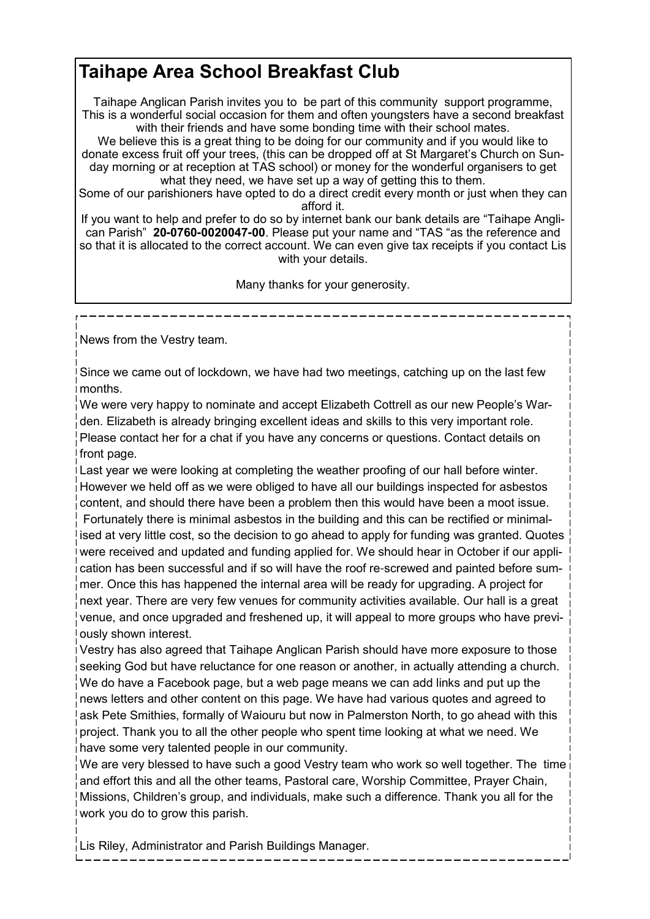## Taihape Area School Breakfast Club

Taihape Anglican Parish invites you to be part of this community support programme, This is a wonderful social occasion for them and often youngsters have a second breakfast with their friends and have some bonding time with their school mates.

We believe this is a great thing to be doing for our community and if you would like to donate excess fruit off your trees, (this can be dropped off at St Margaret's Church on Sunday morning or at reception at TAS school) or money for the wonderful organisers to get what they need, we have set up a way of getting this to them.

Some of our parishioners have opted to do a direct credit every month or just when they can afford it.

If you want to help and prefer to do so by internet bank our bank details are "Taihape Anglican Parish" **20-0760-0020047-00**. Please put your name and "TAS "as the reference and so that it is allocated to the correct account. We can even give tax receipts if you contact Lis with your details.

Many thanks for your generosity.

News from the Vestry team.

Since we came out of lockdown, we have had two meetings, catching up on the last few months.

We were very happy to nominate and accept Elizabeth Cottrell as our new People's Warden. Elizabeth is already bringing excellent ideas and skills to this very important role. Please contact her for a chat if you have any concerns or questions. Contact details on front page.

Last year we were looking at completing the weather proofing of our hall before winter. However we held off as we were obliged to have all our buildings inspected for asbestos content, and should there have been a problem then this would have been a moot issue. Fortunately there is minimal asbestos in the building and this can be rectified or minimalised at very little cost, so the decision to go ahead to apply for funding was granted. Quotes were received and updated and funding applied for. We should hear in October if our application has been successful and if so will have the roof re-screwed and painted before summer. Once this has happened the internal area will be ready for upgrading. A project for next year. There are very few venues for community activities available. Our hall is a great venue, and once upgraded and freshened up, it will appeal to more groups who have previously shown interest.

Vestry has also agreed that Taihape Anglican Parish should have more exposure to those seeking God but have reluctance for one reason or another, in actually attending a church. We do have a Facebook page, but a web page means we can add links and put up the news letters and other content on this page. We have had various quotes and agreed to ask Pete Smithies, formally of Waiouru but now in Palmerston North, to go ahead with this project. Thank you to all the other people who spent time looking at what we need. We have some very talented people in our community.

We are very blessed to have such a good Vestry team who work so well together. The time and effort this and all the other teams, Pastoral care, Worship Committee, Prayer Chain, Missions, Children's group, and individuals, make such a difference. Thank you all for the work you do to grow this parish.

Lis Riley, Administrator and Parish Buildings Manager.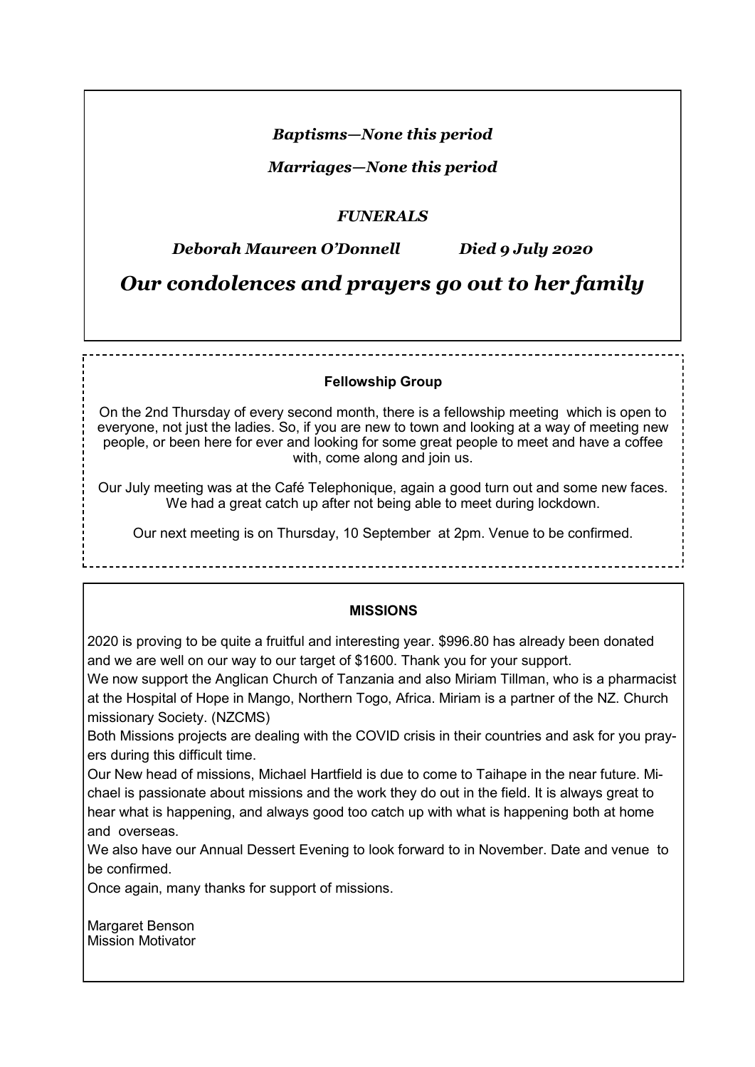***Baptisms—None this period***

***Marriages—None this period***

***FUNERALS***

***Deborah Maureen O'Donnell          Died 9 July 2020***

## *Our condolences and prayers go out to her family*

**Fellowship Group**

On the 2nd Thursday of every second month, there is a fellowship meeting which is open to everyone, not just the ladies. So, if you are new to town and looking at a way of meeting new people, or been here for ever and looking for some great people to meet and have a coffee with, come along and join us.

Our July meeting was at the Café Telephonique, again a good turn out and some new faces. We had a great catch up after not being able to meet during lockdown.

Our next meeting is on Thursday, 10 September at 2pm. Venue to be confirmed.

**MISSIONS**

2020 is proving to be quite a fruitful and interesting year. $996.80 has already been donated and we are well on our way to our target of $1600. Thank you for your support.
We now support the Anglican Church of Tanzania and also Miriam Tillman, who is a pharmacist at the Hospital of Hope in Mango, Northern Togo, Africa. Miriam is a partner of the NZ. Church missionary Society. (NZCMS)
Both Missions projects are dealing with the COVID crisis in their countries and ask for you prayers during this difficult time.
Our New head of missions, Michael Hartfield is due to come to Taihape in the near future. Michael is passionate about missions and the work they do out in the field. It is always great to hear what is happening, and always good too catch up with what is happening both at home and overseas.
We also have our Annual Dessert Evening to look forward to in November. Date and venue to be confirmed.
Once again, many thanks for support of missions.

Margaret Benson
Mission Motivator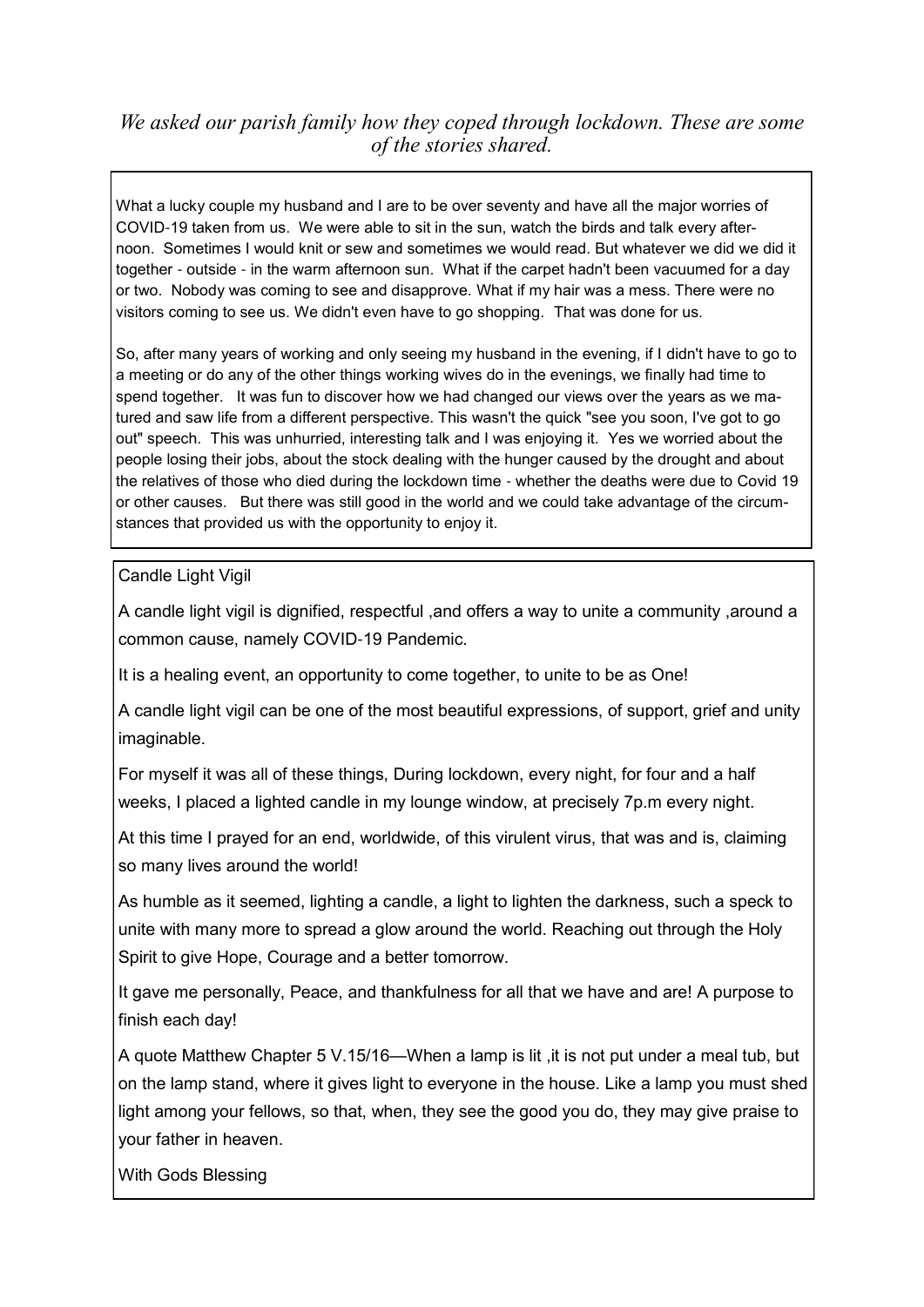*We asked our parish family how they coped through lockdown. These are some of the stories shared.*

What a lucky couple my husband and I are to be over seventy and have all the major worries of COVID-19 taken from us. We were able to sit in the sun, watch the birds and talk every afternoon. Sometimes I would knit or sew and sometimes we would read. But whatever we did we did it together - outside - in the warm afternoon sun. What if the carpet hadn't been vacuumed for a day or two. Nobody was coming to see and disapprove. What if my hair was a mess. There were no visitors coming to see us. We didn't even have to go shopping. That was done for us.

So, after many years of working and only seeing my husband in the evening, if I didn't have to go to a meeting or do any of the other things working wives do in the evenings, we finally had time to spend together. It was fun to discover how we had changed our views over the years as we matured and saw life from a different perspective. This wasn't the quick "see you soon, I've got to go out" speech. This was unhurried, interesting talk and I was enjoying it. Yes we worried about the people losing their jobs, about the stock dealing with the hunger caused by the drought and about the relatives of those who died during the lockdown time - whether the deaths were due to Covid 19 or other causes. But there was still good in the world and we could take advantage of the circumstances that provided us with the opportunity to enjoy it.

Candle Light Vigil

A candle light vigil is dignified, respectful ,and offers a way to unite a community ,around a common cause, namely COVID-19 Pandemic.

It is a healing event, an opportunity to come together, to unite to be as One!

A candle light vigil can be one of the most beautiful expressions, of support, grief and unity imaginable.

For myself it was all of these things, During lockdown, every night, for four and a half weeks, I placed a lighted candle in my lounge window, at precisely 7p.m every night.

At this time I prayed for an end, worldwide, of this virulent virus, that was and is, claiming so many lives around the world!

As humble as it seemed, lighting a candle, a light to lighten the darkness, such a speck to unite with many more to spread a glow around the world. Reaching out through the Holy Spirit to give Hope, Courage and a better tomorrow.

It gave me personally, Peace, and thankfulness for all that we have and are! A purpose to finish each day!

A quote Matthew Chapter 5 V.15/16—When a lamp is lit ,it is not put under a meal tub, but on the lamp stand, where it gives light to everyone in the house. Like a lamp you must shed light among your fellows, so that, when, they see the good you do, they may give praise to your father in heaven.

With Gods Blessing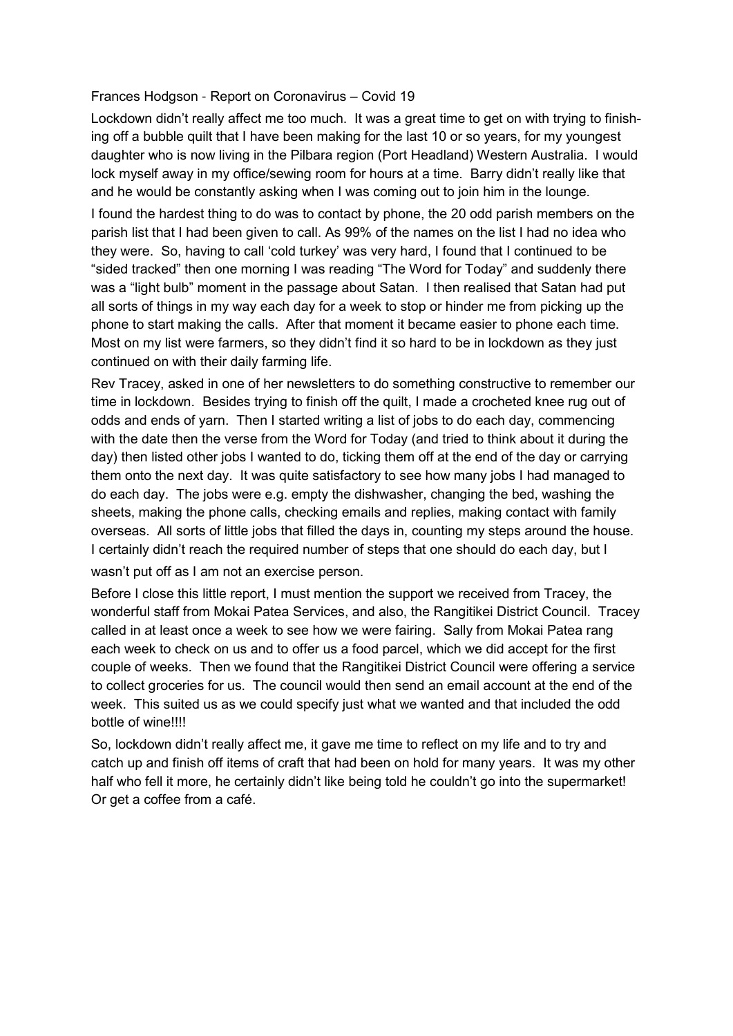Frances Hodgson - Report on Coronavirus – Covid 19

Lockdown didn't really affect me too much. It was a great time to get on with trying to finishing off a bubble quilt that I have been making for the last 10 or so years, for my youngest daughter who is now living in the Pilbara region (Port Headland) Western Australia. I would lock myself away in my office/sewing room for hours at a time. Barry didn't really like that and he would be constantly asking when I was coming out to join him in the lounge.

I found the hardest thing to do was to contact by phone, the 20 odd parish members on the parish list that I had been given to call. As 99% of the names on the list I had no idea who they were. So, having to call 'cold turkey' was very hard, I found that I continued to be "sided tracked" then one morning I was reading "The Word for Today" and suddenly there was a "light bulb" moment in the passage about Satan. I then realised that Satan had put all sorts of things in my way each day for a week to stop or hinder me from picking up the phone to start making the calls. After that moment it became easier to phone each time. Most on my list were farmers, so they didn't find it so hard to be in lockdown as they just continued on with their daily farming life.

Rev Tracey, asked in one of her newsletters to do something constructive to remember our time in lockdown. Besides trying to finish off the quilt, I made a crocheted knee rug out of odds and ends of yarn. Then I started writing a list of jobs to do each day, commencing with the date then the verse from the Word for Today (and tried to think about it during the day) then listed other jobs I wanted to do, ticking them off at the end of the day or carrying them onto the next day. It was quite satisfactory to see how many jobs I had managed to do each day. The jobs were e.g. empty the dishwasher, changing the bed, washing the sheets, making the phone calls, checking emails and replies, making contact with family overseas. All sorts of little jobs that filled the days in, counting my steps around the house. I certainly didn't reach the required number of steps that one should do each day, but I wasn't put off as I am not an exercise person.

Before I close this little report, I must mention the support we received from Tracey, the wonderful staff from Mokai Patea Services, and also, the Rangitikei District Council. Tracey called in at least once a week to see how we were fairing. Sally from Mokai Patea rang each week to check on us and to offer us a food parcel, which we did accept for the first couple of weeks. Then we found that the Rangitikei District Council were offering a service to collect groceries for us. The council would then send an email account at the end of the week. This suited us as we could specify just what we wanted and that included the odd bottle of wine!!!!

So, lockdown didn't really affect me, it gave me time to reflect on my life and to try and catch up and finish off items of craft that had been on hold for many years. It was my other half who felt it more, he certainly didn't like being told he couldn't go into the supermarket! Or get a coffee from a café.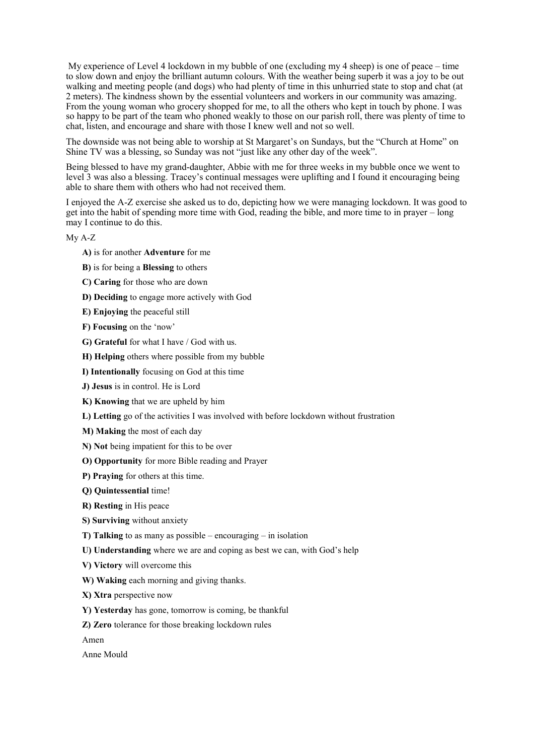My experience of Level 4 lockdown in my bubble of one (excluding my 4 sheep) is one of peace – time to slow down and enjoy the brilliant autumn colours. With the weather being superb it was a joy to be out walking and meeting people (and dogs) who had plenty of time in this unhurried state to stop and chat (at 2 meters). The kindness shown by the essential volunteers and workers in our community was amazing. From the young woman who grocery shopped for me, to all the others who kept in touch by phone. I was so happy to be part of the team who phoned weakly to those on our parish roll, there was plenty of time to chat, listen, and encourage and share with those I knew well and not so well.

The downside was not being able to worship at St Margaret's on Sundays, but the "Church at Home" on Shine TV was a blessing, so Sunday was not "just like any other day of the week".

Being blessed to have my grand-daughter, Abbie with me for three weeks in my bubble once we went to level 3 was also a blessing. Tracey's continual messages were uplifting and I found it encouraging being able to share them with others who had not received them.

I enjoyed the A-Z exercise she asked us to do, depicting how we were managing lockdown. It was good to get into the habit of spending more time with God, reading the bible, and more time to in prayer – long may I continue to do this.

My A-Z

**A)** is for another **Adventure** for me

**B)** is for being a **Blessing** to others

**C) Caring** for those who are down

**D) Deciding** to engage more actively with God

**E) Enjoying** the peaceful still

**F) Focusing** on the 'now'

**G) Grateful** for what I have / God with us.

**H) Helping** others where possible from my bubble

**I) Intentionally** focusing on God at this time

**J) Jesus** is in control. He is Lord

**K) Knowing** that we are upheld by him

**L) Letting** go of the activities I was involved with before lockdown without frustration

**M) Making** the most of each day

**N) Not** being impatient for this to be over

**O) Opportunity** for more Bible reading and Prayer

**P) Praying** for others at this time.

**Q) Quintessential** time!

**R) Resting** in His peace

**S) Surviving** without anxiety

**T) Talking** to as many as possible – encouraging – in isolation

**U) Understanding** where we are and coping as best we can, with God's help

**V) Victory** will overcome this

**W) Waking** each morning and giving thanks.

**X) Xtra** perspective now

**Y) Yesterday** has gone, tomorrow is coming, be thankful

**Z) Zero** tolerance for those breaking lockdown rules

Amen

Anne Mould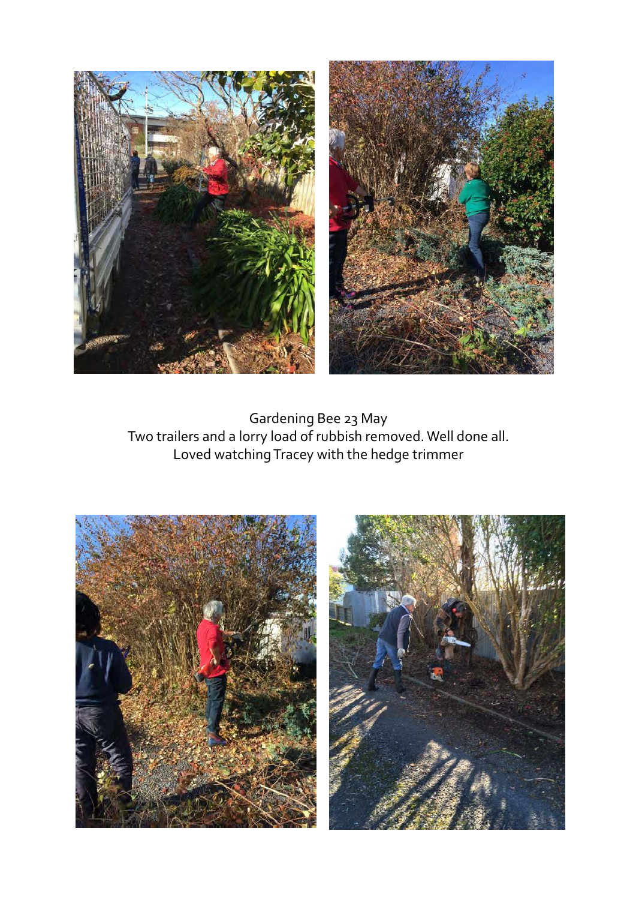Gardening Bee 23 May
Two trailers and a lorry load of rubbish removed. Well done all.
Loved watching Tracey with the hedge trimmer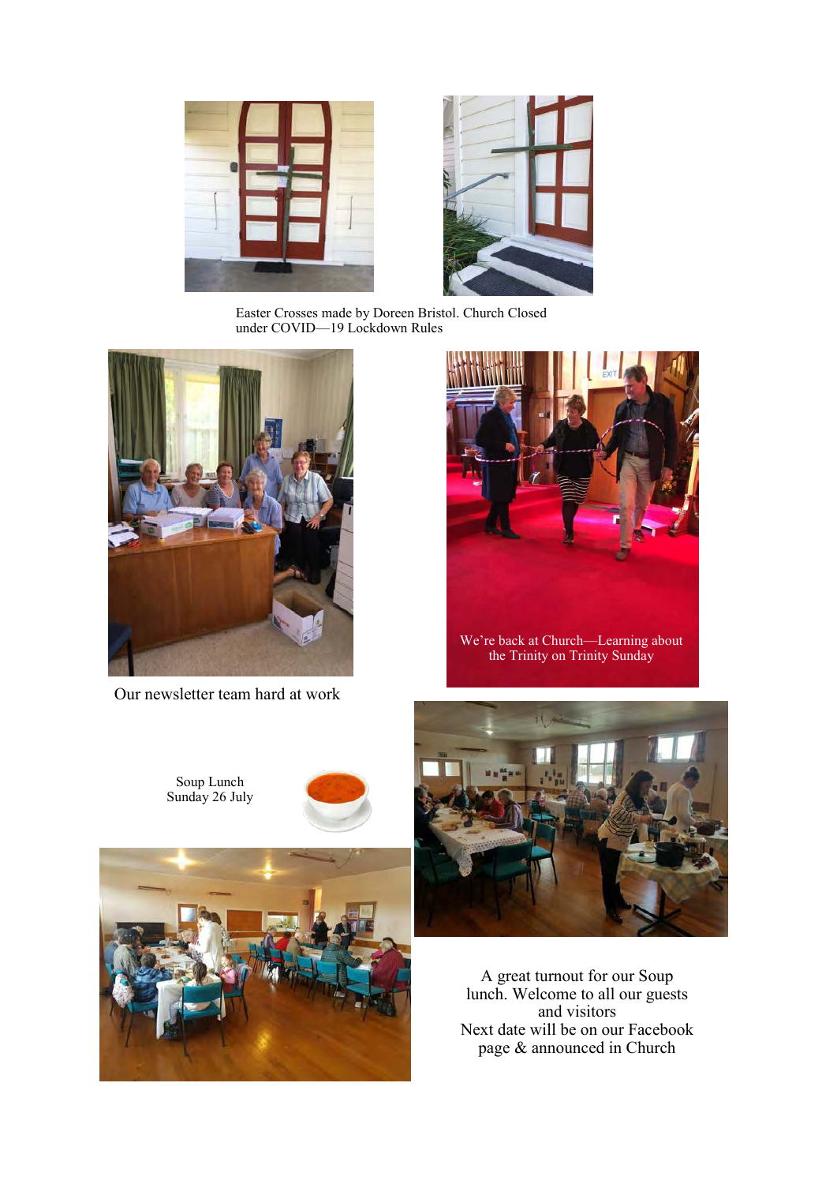Easter Crosses made by Doreen Bristol. Church Closed under COVID—19 Lockdown Rules

Our newsletter team hard at work

We're back at Church—Learning about the Trinity on Trinity Sunday

Soup Lunch
Sunday 26 July

A great turnout for our Soup lunch. Welcome to all our guests and visitors
Next date will be on our Facebook page & announced in Church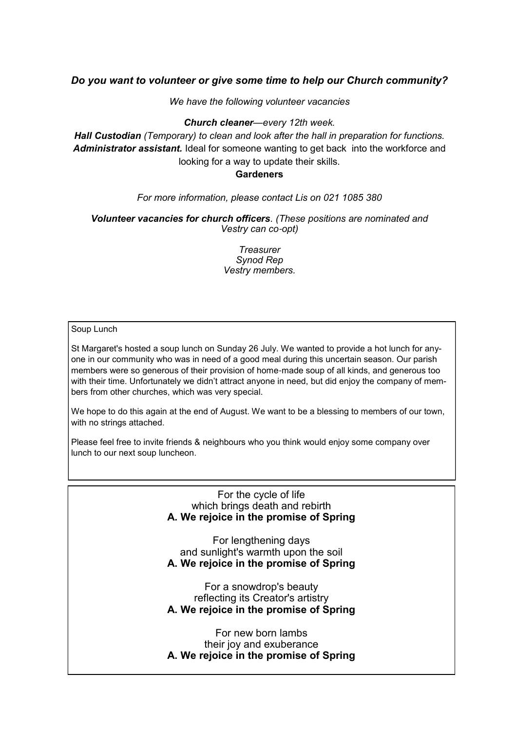## *Do you want to volunteer or give some time to help our Church community?*

*We have the following volunteer vacancies*

***Church cleaner****—every 12th week.*

***Hall Custodian*** *(Temporary) to clean and look after the hall in preparation for functions.*

***Administrator assistant.*** Ideal for someone wanting to get back into the workforce and looking for a way to update their skills.

**Gardeners**

*For more information, please contact Lis on 021 1085 380*

***Volunteer vacancies for church officers****. (These positions are nominated and Vestry can co-opt)*

*Treasurer*
*Synod Rep*
*Vestry members.*

Soup Lunch

St Margaret's hosted a soup lunch on Sunday 26 July. We wanted to provide a hot lunch for anyone in our community who was in need of a good meal during this uncertain season. Our parish members were so generous of their provision of home-made soup of all kinds, and generous too with their time. Unfortunately we didn't attract anyone in need, but did enjoy the company of members from other churches, which was very special.

We hope to do this again at the end of August. We want to be a blessing to members of our town, with no strings attached.

Please feel free to invite friends & neighbours who you think would enjoy some company over lunch to our next soup luncheon.

For the cycle of life
which brings death and rebirth
**A. We rejoice in the promise of Spring**

For lengthening days
and sunlight's warmth upon the soil
**A. We rejoice in the promise of Spring**

For a snowdrop's beauty
reflecting its Creator's artistry
**A. We rejoice in the promise of Spring**

For new born lambs
their joy and exuberance
**A. We rejoice in the promise of Spring**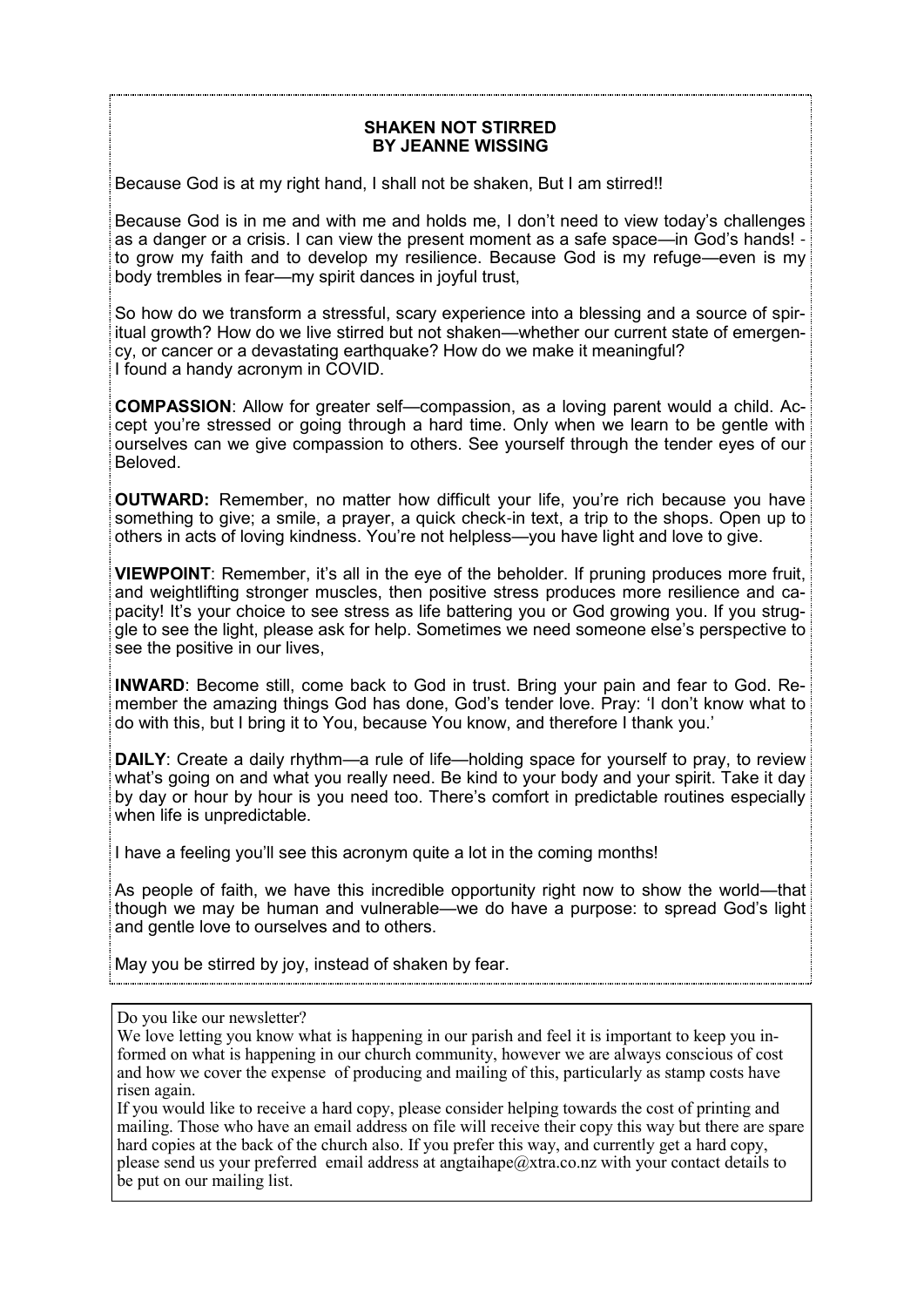## SHAKEN NOT STIRRED
## BY JEANNE WISSING

Because God is at my right hand, I shall not be shaken, But I am stirred!!

Because God is in me and with me and holds me, I don't need to view today's challenges as a danger or a crisis. I can view the present moment as a safe space—in God's hands! - to grow my faith and to develop my resilience. Because God is my refuge—even is my body trembles in fear—my spirit dances in joyful trust,

So how do we transform a stressful, scary experience into a blessing and a source of spiritual growth? How do we live stirred but not shaken—whether our current state of emergency, or cancer or a devastating earthquake? How do we make it meaningful?
I found a handy acronym in COVID.

**COMPASSION**: Allow for greater self—compassion, as a loving parent would a child. Accept you're stressed or going through a hard time. Only when we learn to be gentle with ourselves can we give compassion to others. See yourself through the tender eyes of our Beloved.

**OUTWARD:** Remember, no matter how difficult your life, you're rich because you have something to give; a smile, a prayer, a quick check-in text, a trip to the shops. Open up to others in acts of loving kindness. You're not helpless—you have light and love to give.

**VIEWPOINT**: Remember, it's all in the eye of the beholder. If pruning produces more fruit, and weightlifting stronger muscles, then positive stress produces more resilience and capacity! It's your choice to see stress as life battering you or God growing you. If you struggle to see the light, please ask for help. Sometimes we need someone else's perspective to see the positive in our lives,

**INWARD**: Become still, come back to God in trust. Bring your pain and fear to God. Remember the amazing things God has done, God's tender love. Pray: 'I don't know what to do with this, but I bring it to You, because You know, and therefore I thank you.'

**DAILY**: Create a daily rhythm—a rule of life—holding space for yourself to pray, to review what's going on and what you really need. Be kind to your body and your spirit. Take it day by day or hour by hour is you need too. There's comfort in predictable routines especially when life is unpredictable.

I have a feeling you'll see this acronym quite a lot in the coming months!

As people of faith, we have this incredible opportunity right now to show the world—that though we may be human and vulnerable—we do have a purpose: to spread God's light and gentle love to ourselves and to others.

May you be stirred by joy, instead of shaken by fear.

---

Do you like our newsletter?

We love letting you know what is happening in our parish and feel it is important to keep you informed on what is happening in our church community, however we are always conscious of cost and how we cover the expense of producing and mailing of this, particularly as stamp costs have risen again.

If you would like to receive a hard copy, please consider helping towards the cost of printing and mailing. Those who have an email address on file will receive their copy this way but there are spare hard copies at the back of the church also. If you prefer this way, and currently get a hard copy, please send us your preferred email address at angtaihape@xtra.co.nz with your contact details to be put on our mailing list.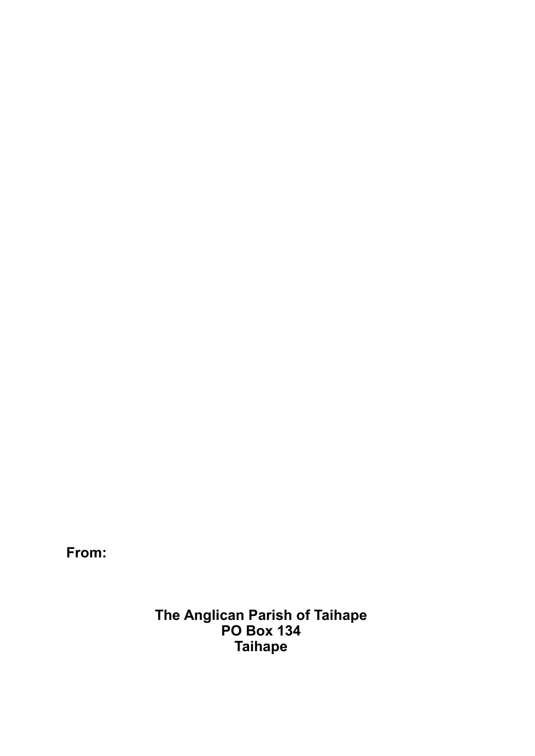**From:**

**The Anglican Parish of Taihape**
**PO Box 134**
**Taihape**